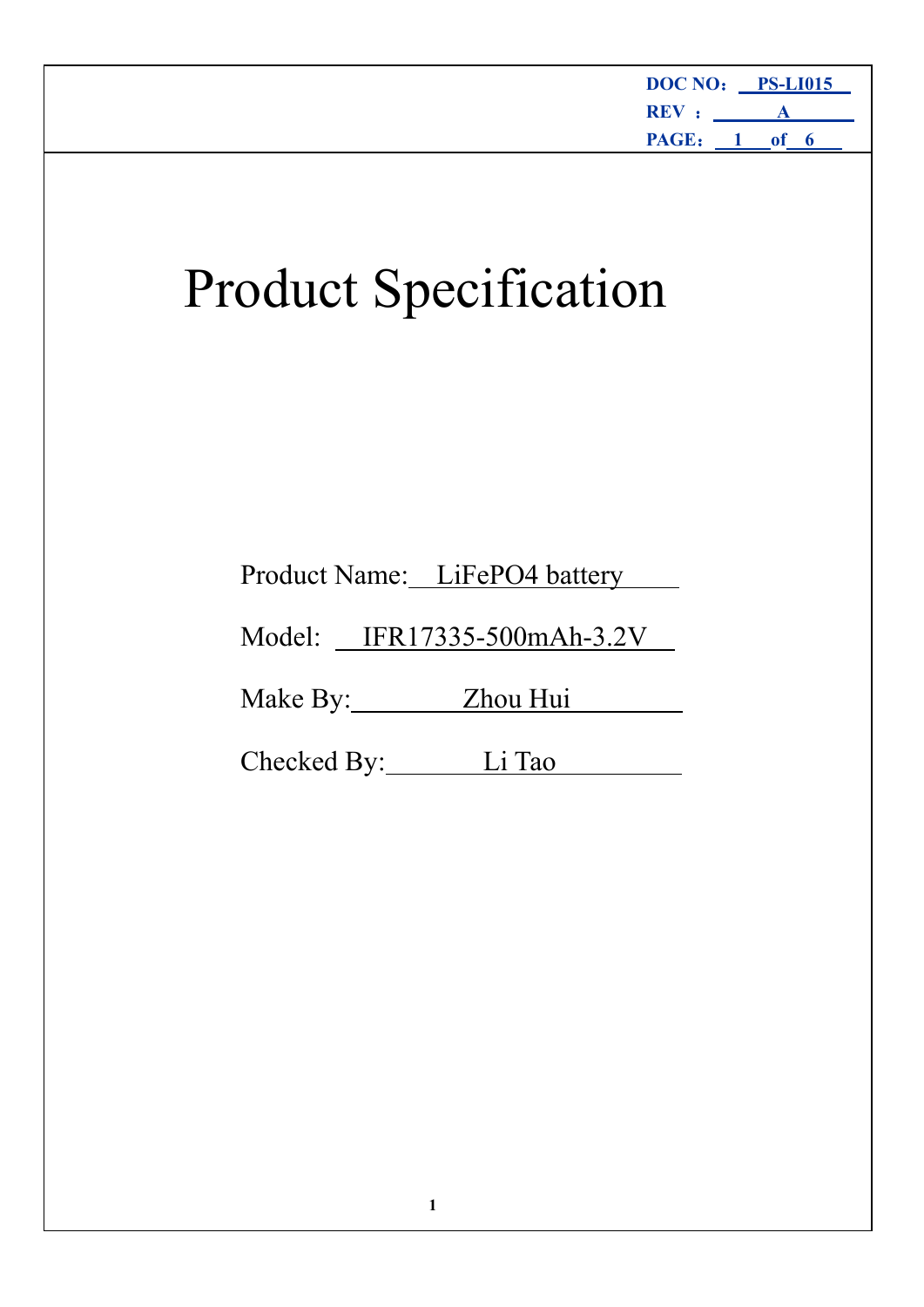DOC NO： PS-LI015
REV ： A

# Product Specification

Product Name: LiFePO4 battery

Model: IFR17335-500mAh-3.2V

Make By: Zhou Hui

Checked By: Li Tao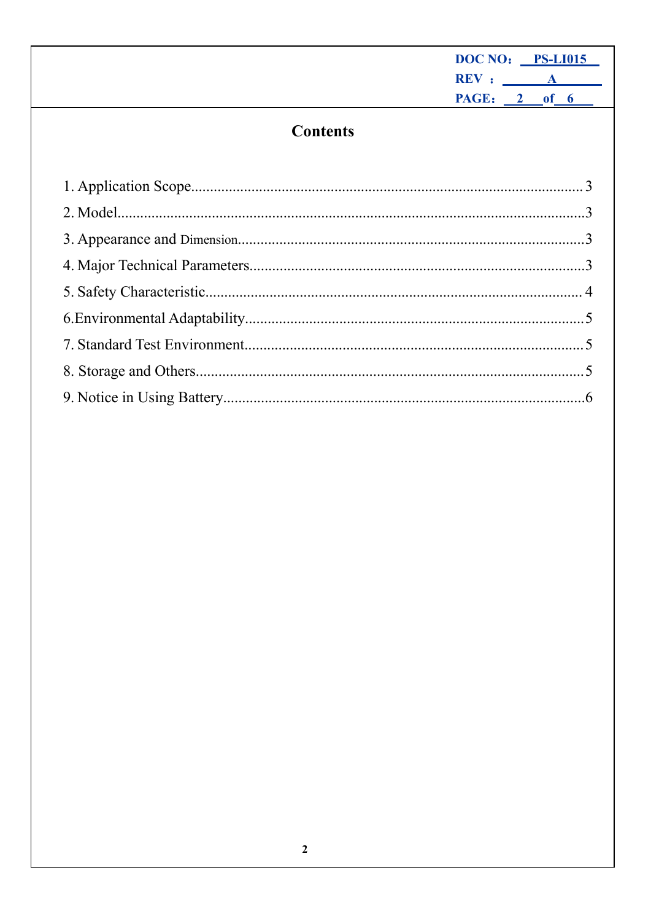# Contents

1. Application Scope........................................................................................................3
2. Model..........................................................................................................................3
3. Appearance and Dimension..........................................................................................3
4. Major Technical Parameters..........................................................................................3
5. Safety Characteristic.....................................................................................................4
6.Environmental Adaptability...........................................................................................5
7. Standard Test Environment...........................................................................................5
8. Storage and Others........................................................................................................5
9. Notice in Using Battery..................................................................................................6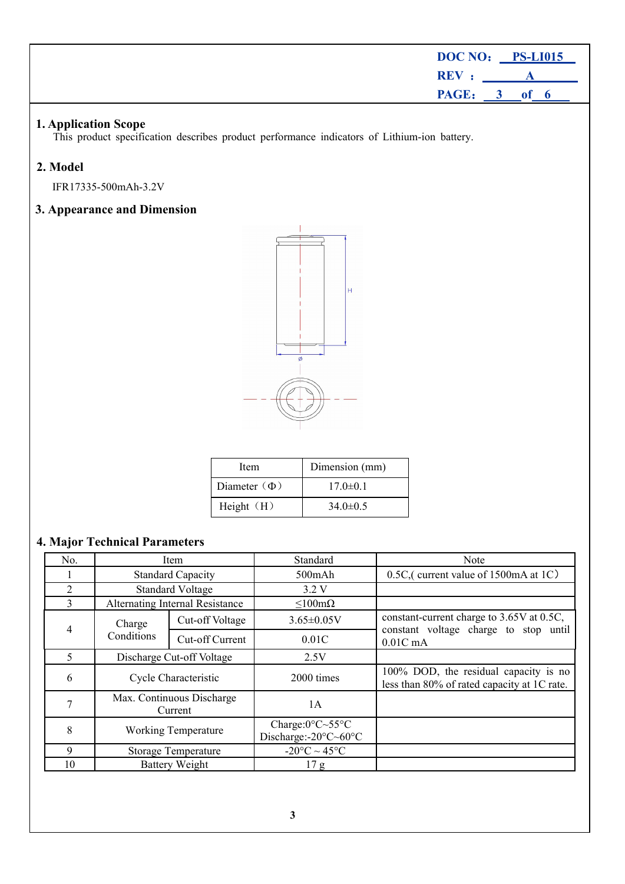## 1. Application Scope

This product specification describes product performance indicators of Lithium-ion battery.

## 2. Model

IFR17335-500mAh-3.2V

## 3. Appearance and Dimension

| Item | Dimension (mm) |
|---|---|
| Diameter（Φ） | 17.0±0.1 |
| Height（H） | 34.0±0.5 |

## 4. Major Technical Parameters

| No. | Item | | Standard | Note |
|---|---|---|---|---|
| 1 | Standard Capacity | | 500mAh | 0.5C,( current value of 1500mA at 1C） |
| 2 | Standard Voltage | | 3.2 V | |
| 3 | Alternating Internal Resistance | | ≤100mΩ | |
| 4 | Charge Conditions | Cut-off Voltage | 3.65±0.05V | constant-current charge to 3.65V at 0.5C, constant voltage charge to stop until 0.01C mA |
| | | Cut-off Current | 0.01C | |
| 5 | Discharge Cut-off Voltage | | 2.5V | |
| 6 | Cycle Characteristic | | 2000 times | 100% DOD, the residual capacity is no less than 80% of rated capacity at 1C rate. |
| 7 | Max. Continuous Discharge Current | | 1A | |
| 8 | Working Temperature | | Charge:0°C~55°C Discharge:-20°C~60°C | |
| 9 | Storage Temperature | | -20°C ~ 45°C | |
| 10 | Battery Weight | | 17 g | |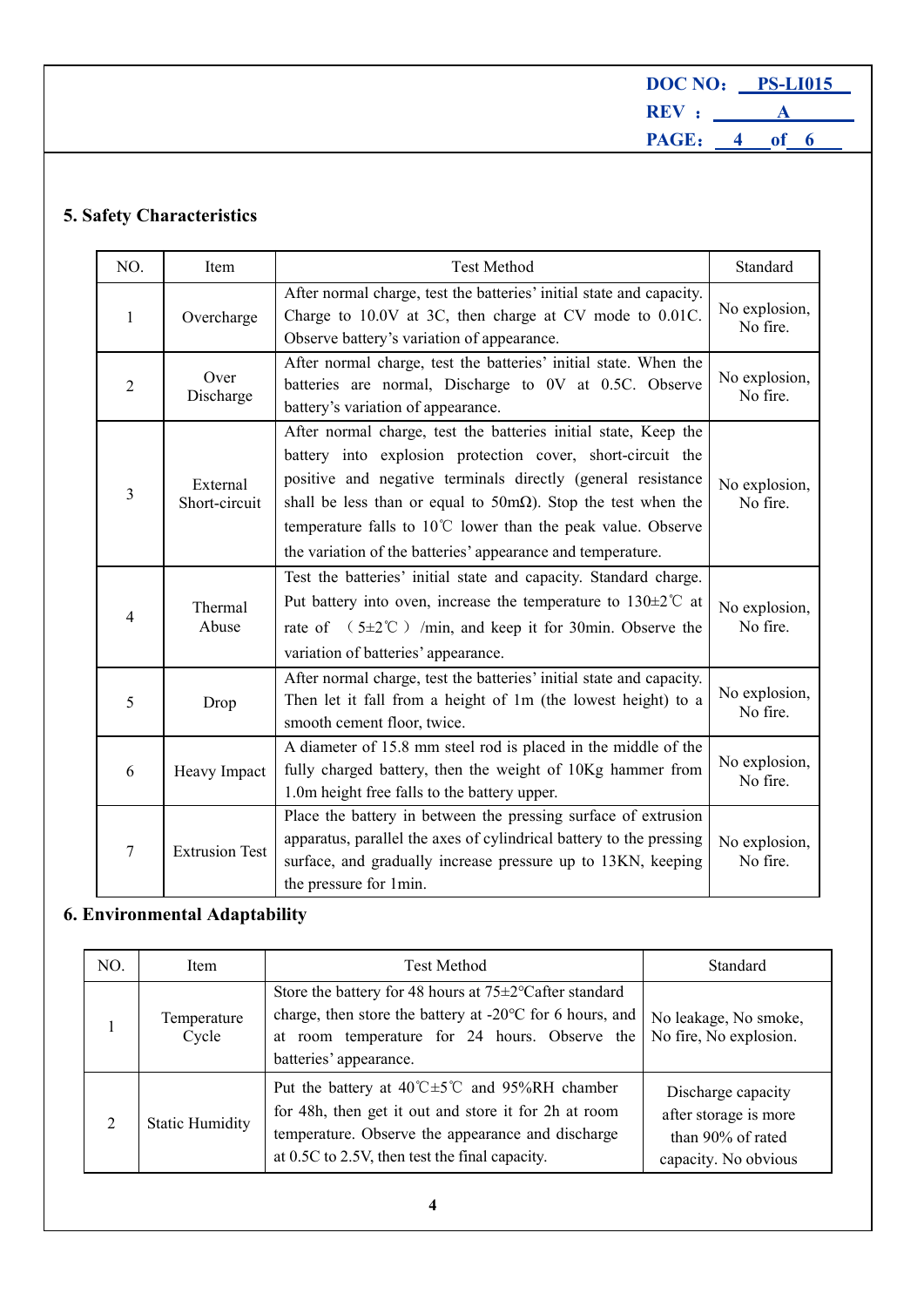## 5. Safety Characteristics

| NO. | Item | Test Method | Standard |
|---|---|---|---|
| 1 | Overcharge | After normal charge, test the batteries' initial state and capacity. Charge to 10.0V at 3C, then charge at CV mode to 0.01C. Observe battery's variation of appearance. | No explosion, No fire. |
| 2 | Over Discharge | After normal charge, test the batteries' initial state. When the batteries are normal, Discharge to 0V at 0.5C. Observe battery's variation of appearance. | No explosion, No fire. |
| 3 | External Short-circuit | After normal charge, test the batteries initial state, Keep the battery into explosion protection cover, short-circuit the positive and negative terminals directly (general resistance shall be less than or equal to 50mΩ). Stop the test when the temperature falls to 10℃ lower than the peak value. Observe the variation of the batteries' appearance and temperature. | No explosion, No fire. |
| 4 | Thermal Abuse | Test the batteries' initial state and capacity. Standard charge. Put battery into oven, increase the temperature to 130±2℃ at rate of （5±2℃）/min, and keep it for 30min. Observe the variation of batteries' appearance. | No explosion, No fire. |
| 5 | Drop | After normal charge, test the batteries' initial state and capacity. Then let it fall from a height of 1m (the lowest height) to a smooth cement floor, twice. | No explosion, No fire. |
| 6 | Heavy Impact | A diameter of 15.8 mm steel rod is placed in the middle of the fully charged battery, then the weight of 10Kg hammer from 1.0m height free falls to the battery upper. | No explosion, No fire. |
| 7 | Extrusion Test | Place the battery in between the pressing surface of extrusion apparatus, parallel the axes of cylindrical battery to the pressing surface, and gradually increase pressure up to 13KN, keeping the pressure for 1min. | No explosion, No fire. |

## 6. Environmental Adaptability

| NO. | Item | Test Method | Standard |
|---|---|---|---|
| 1 | Temperature Cycle | Store the battery for 48 hours at 75±2°Cafter standard charge, then store the battery at -20°C for 6 hours, and at room temperature for 24 hours. Observe the batteries' appearance. | No leakage, No smoke, No fire, No explosion. |
| 2 | Static Humidity | Put the battery at 40℃±5℃ and 95%RH chamber for 48h, then get it out and store it for 2h at room temperature. Observe the appearance and discharge at 0.5C to 2.5V, then test the final capacity. | Discharge capacity after storage is more than 90% of rated capacity. No obvious |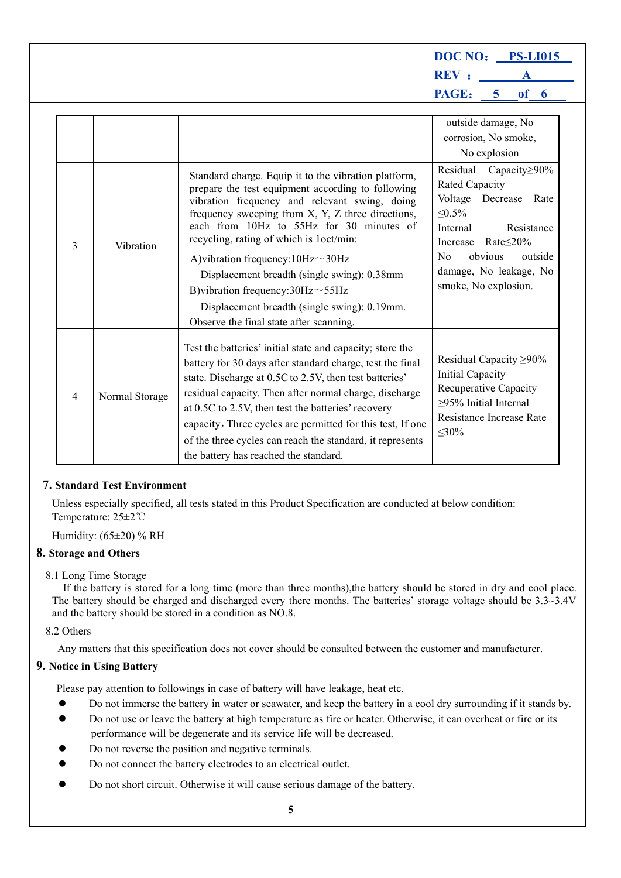| | | | |
|---|---|---|---|
| | | | outside damage, No corrosion, No smoke, No explosion |
| 3 | Vibration | Standard charge. Equip it to the vibration platform, prepare the test equipment according to following vibration frequency and relevant swing, doing frequency sweeping from X, Y, Z three directions, each from 10Hz to 55Hz for 30 minutes of recycling, rating of which is 1oct/min:<br>A)vibration frequency:10Hz～30Hz<br>Displacement breadth (single swing): 0.38mm<br>B)vibration frequency:30Hz～55Hz<br>Displacement breadth (single swing): 0.19mm.<br>Observe the final state after scanning. | Residual Capacity≥90% Rated Capacity<br>Voltage Decrease Rate ≤0.5%<br>Internal Resistance Increase Rate≤20%<br>No obvious outside damage, No leakage, No smoke, No explosion. |
| 4 | Normal Storage | Test the batteries' initial state and capacity; store the battery for 30 days after standard charge, test the final state. Discharge at 0.5C to 2.5V, then test batteries' residual capacity. Then after normal charge, discharge at 0.5C to 2.5V, then test the batteries' recovery capacity，Three cycles are permitted for this test, If one of the three cycles can reach the standard, it represents the battery has reached the standard. | Residual Capacity ≥90% Initial Capacity<br>Recuperative Capacity ≥95% Initial Internal Resistance Increase Rate ≤30% |

## 7. Standard Test Environment

Unless especially specified, all tests stated in this Product Specification are conducted at below condition:
Temperature: 25±2℃

Humidity: (65±20) % RH

## 8. Storage and Others

8.1 Long Time Storage

If the battery is stored for a long time (more than three months),the battery should be stored in dry and cool place. The battery should be charged and discharged every there months. The batteries' storage voltage should be 3.3~3.4V and the battery should be stored in a condition as NO.8.

8.2 Others

Any matters that this specification does not cover should be consulted between the customer and manufacturer.

## 9. Notice in Using Battery

Please pay attention to followings in case of battery will have leakage, heat etc.

- Do not immerse the battery in water or seawater, and keep the battery in a cool dry surrounding if it stands by.
- Do not use or leave the battery at high temperature as fire or heater. Otherwise, it can overheat or fire or its performance will be degenerate and its service life will be decreased.
- Do not reverse the position and negative terminals.
- Do not connect the battery electrodes to an electrical outlet.
- Do not short circuit. Otherwise it will cause serious damage of the battery.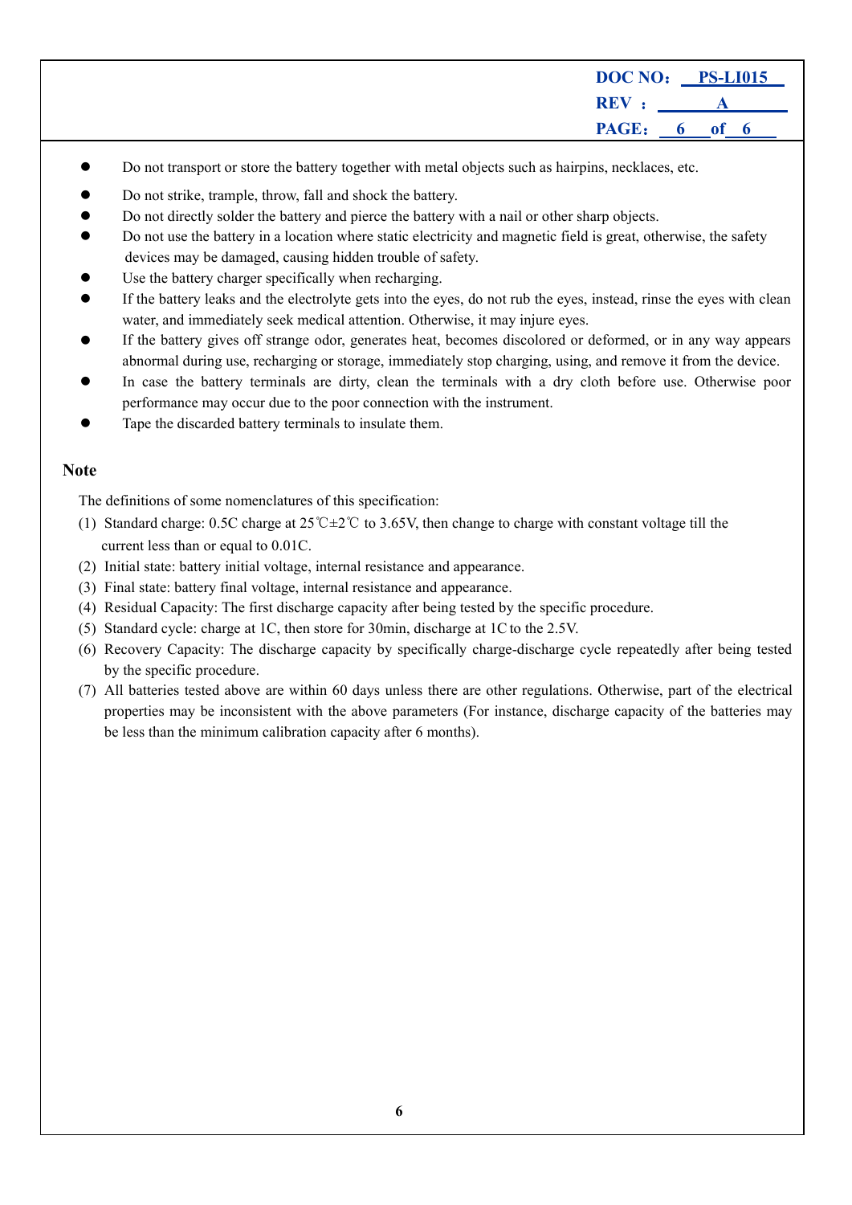- Do not transport or store the battery together with metal objects such as hairpins, necklaces, etc.
- Do not strike, trample, throw, fall and shock the battery.
- Do not directly solder the battery and pierce the battery with a nail or other sharp objects.
- Do not use the battery in a location where static electricity and magnetic field is great, otherwise, the safety devices may be damaged, causing hidden trouble of safety.
- Use the battery charger specifically when recharging.
- If the battery leaks and the electrolyte gets into the eyes, do not rub the eyes, instead, rinse the eyes with clean water, and immediately seek medical attention. Otherwise, it may injure eyes.
- If the battery gives off strange odor, generates heat, becomes discolored or deformed, or in any way appears abnormal during use, recharging or storage, immediately stop charging, using, and remove it from the device.
- In case the battery terminals are dirty, clean the terminals with a dry cloth before use. Otherwise poor performance may occur due to the poor connection with the instrument.
- Tape the discarded battery terminals to insulate them.

## Note

The definitions of some nomenclatures of this specification:

(1) Standard charge: 0.5C charge at 25℃±2℃ to 3.65V, then change to charge with constant voltage till the current less than or equal to 0.01C.

(2) Initial state: battery initial voltage, internal resistance and appearance.

(3) Final state: battery final voltage, internal resistance and appearance.

(4) Residual Capacity: The first discharge capacity after being tested by the specific procedure.

(5) Standard cycle: charge at 1C, then store for 30min, discharge at 1C to the 2.5V.

(6) Recovery Capacity: The discharge capacity by specifically charge-discharge cycle repeatedly after being tested by the specific procedure.

(7) All batteries tested above are within 60 days unless there are other regulations. Otherwise, part of the electrical properties may be inconsistent with the above parameters (For instance, discharge capacity of the batteries may be less than the minimum calibration capacity after 6 months).